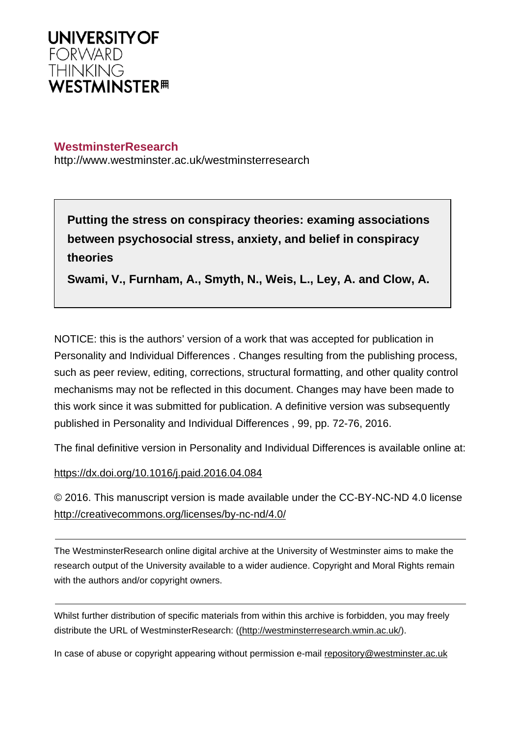UNIVERSITY OF FORWARD THINKING WESTMINSTER

**WestminsterResearch**
http://www.westminster.ac.uk/westminsterresearch

**Putting the stress on conspiracy theories: examing associations between psychosocial stress, anxiety, and belief in conspiracy theories**

**Swami, V., Furnham, A., Smyth, N., Weis, L., Ley, A. and Clow, A.**

NOTICE: this is the authors' version of a work that was accepted for publication in Personality and Individual Differences . Changes resulting from the publishing process, such as peer review, editing, corrections, structural formatting, and other quality control mechanisms may not be reflected in this document. Changes may have been made to this work since it was submitted for publication. A definitive version was subsequently published in Personality and Individual Differences , 99, pp. 72-76, 2016.

The final definitive version in Personality and Individual Differences is available online at:

https://dx.doi.org/10.1016/j.paid.2016.04.084

© 2016. This manuscript version is made available under the CC-BY-NC-ND 4.0 license http://creativecommons.org/licenses/by-nc-nd/4.0/

---

The WestminsterResearch online digital archive at the University of Westminster aims to make the research output of the University available to a wider audience. Copyright and Moral Rights remain with the authors and/or copyright owners.

---

Whilst further distribution of specific materials from within this archive is forbidden, you may freely distribute the URL of WestminsterResearch: ((http://westminsterresearch.wmin.ac.uk/).

In case of abuse or copyright appearing without permission e-mail repository@westminster.ac.uk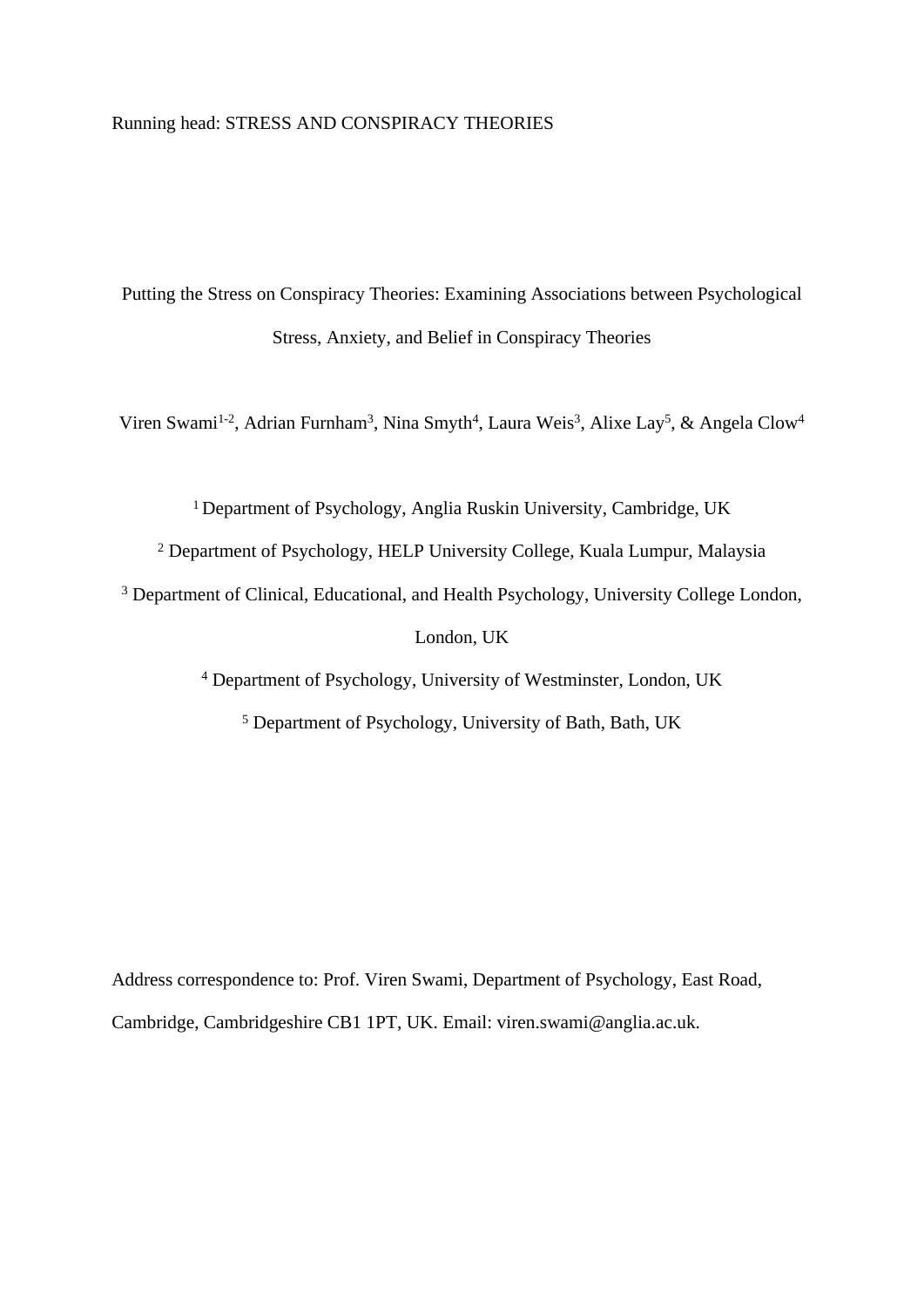Running head: STRESS AND CONSPIRACY THEORIES

# Putting the Stress on Conspiracy Theories: Examining Associations between Psychological Stress, Anxiety, and Belief in Conspiracy Theories

Viren Swami[1-2], Adrian Furnham[3], Nina Smyth[4], Laura Weis[3], Alixe Lay[5], & Angela Clow[4]

[1] Department of Psychology, Anglia Ruskin University, Cambridge, UK

[2] Department of Psychology, HELP University College, Kuala Lumpur, Malaysia

[3] Department of Clinical, Educational, and Health Psychology, University College London, London, UK

[4] Department of Psychology, University of Westminster, London, UK

[5] Department of Psychology, University of Bath, Bath, UK

Address correspondence to: Prof. Viren Swami, Department of Psychology, East Road, Cambridge, Cambridgeshire CB1 1PT, UK. Email: viren.swami@anglia.ac.uk.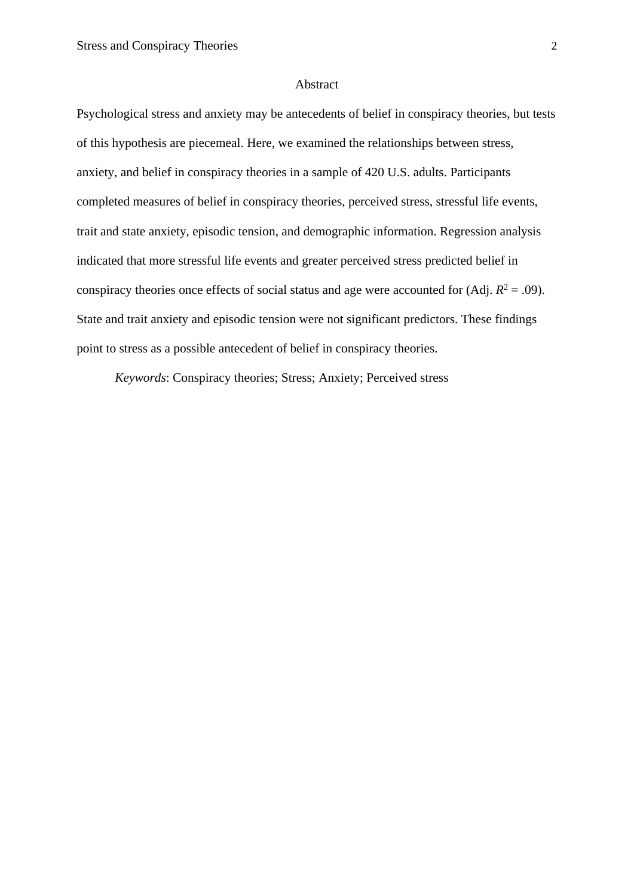# Abstract

Psychological stress and anxiety may be antecedents of belief in conspiracy theories, but tests of this hypothesis are piecemeal. Here, we examined the relationships between stress, anxiety, and belief in conspiracy theories in a sample of 420 U.S. adults. Participants completed measures of belief in conspiracy theories, perceived stress, stressful life events, trait and state anxiety, episodic tension, and demographic information. Regression analysis indicated that more stressful life events and greater perceived stress predicted belief in conspiracy theories once effects of social status and age were accounted for (Adj. $R^2 = .09$). State and trait anxiety and episodic tension were not significant predictors. These findings point to stress as a possible antecedent of belief in conspiracy theories.

*Keywords*: Conspiracy theories; Stress; Anxiety; Perceived stress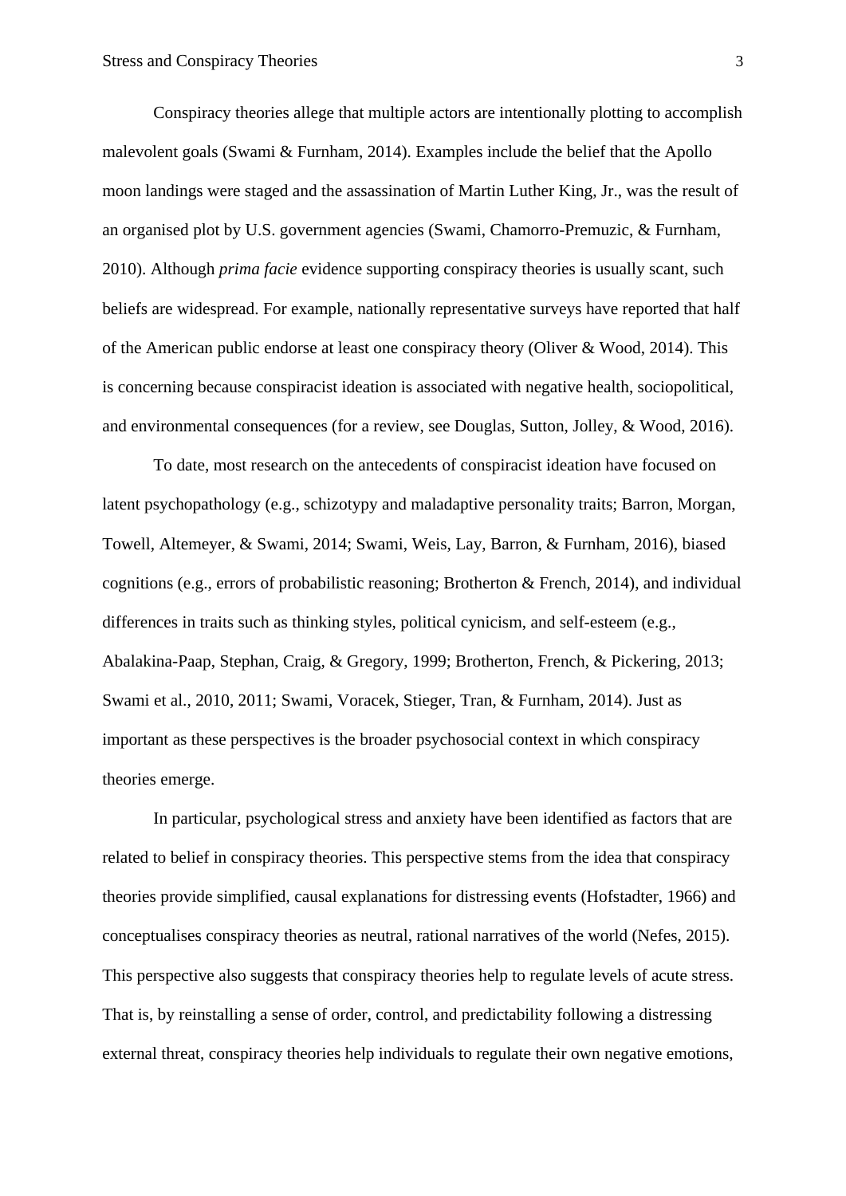Conspiracy theories allege that multiple actors are intentionally plotting to accomplish malevolent goals (Swami & Furnham, 2014). Examples include the belief that the Apollo moon landings were staged and the assassination of Martin Luther King, Jr., was the result of an organised plot by U.S. government agencies (Swami, Chamorro-Premuzic, & Furnham, 2010). Although *prima facie* evidence supporting conspiracy theories is usually scant, such beliefs are widespread. For example, nationally representative surveys have reported that half of the American public endorse at least one conspiracy theory (Oliver & Wood, 2014). This is concerning because conspiracist ideation is associated with negative health, sociopolitical, and environmental consequences (for a review, see Douglas, Sutton, Jolley, & Wood, 2016).

To date, most research on the antecedents of conspiracist ideation have focused on latent psychopathology (e.g., schizotypy and maladaptive personality traits; Barron, Morgan, Towell, Altemeyer, & Swami, 2014; Swami, Weis, Lay, Barron, & Furnham, 2016), biased cognitions (e.g., errors of probabilistic reasoning; Brotherton & French, 2014), and individual differences in traits such as thinking styles, political cynicism, and self-esteem (e.g., Abalakina-Paap, Stephan, Craig, & Gregory, 1999; Brotherton, French, & Pickering, 2013; Swami et al., 2010, 2011; Swami, Voracek, Stieger, Tran, & Furnham, 2014). Just as important as these perspectives is the broader psychosocial context in which conspiracy theories emerge.

In particular, psychological stress and anxiety have been identified as factors that are related to belief in conspiracy theories. This perspective stems from the idea that conspiracy theories provide simplified, causal explanations for distressing events (Hofstadter, 1966) and conceptualises conspiracy theories as neutral, rational narratives of the world (Nefes, 2015). This perspective also suggests that conspiracy theories help to regulate levels of acute stress. That is, by reinstalling a sense of order, control, and predictability following a distressing external threat, conspiracy theories help individuals to regulate their own negative emotions,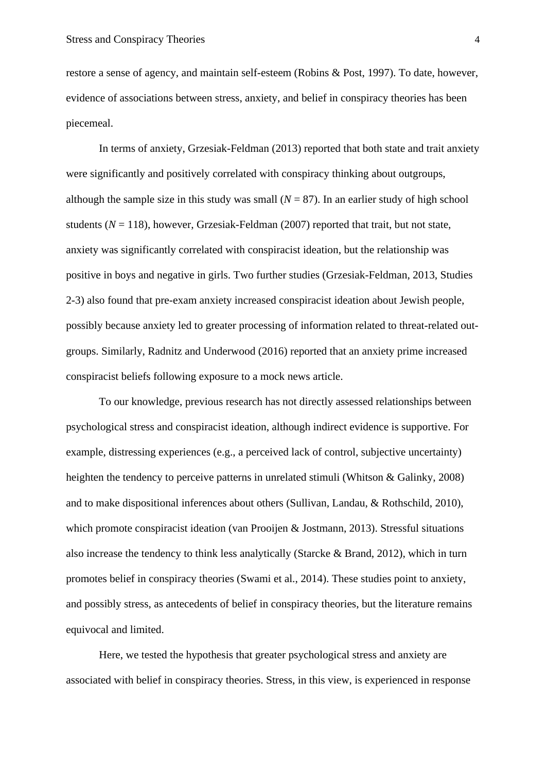restore a sense of agency, and maintain self-esteem (Robins & Post, 1997). To date, however, evidence of associations between stress, anxiety, and belief in conspiracy theories has been piecemeal.

In terms of anxiety, Grzesiak-Feldman (2013) reported that both state and trait anxiety were significantly and positively correlated with conspiracy thinking about outgroups, although the sample size in this study was small ($N = 87$). In an earlier study of high school students ($N = 118$), however, Grzesiak-Feldman (2007) reported that trait, but not state, anxiety was significantly correlated with conspiracist ideation, but the relationship was positive in boys and negative in girls. Two further studies (Grzesiak-Feldman, 2013, Studies 2-3) also found that pre-exam anxiety increased conspiracist ideation about Jewish people, possibly because anxiety led to greater processing of information related to threat-related out-groups. Similarly, Radnitz and Underwood (2016) reported that an anxiety prime increased conspiracist beliefs following exposure to a mock news article.

To our knowledge, previous research has not directly assessed relationships between psychological stress and conspiracist ideation, although indirect evidence is supportive. For example, distressing experiences (e.g., a perceived lack of control, subjective uncertainty) heighten the tendency to perceive patterns in unrelated stimuli (Whitson & Galinky, 2008) and to make dispositional inferences about others (Sullivan, Landau, & Rothschild, 2010), which promote conspiracist ideation (van Prooijen & Jostmann, 2013). Stressful situations also increase the tendency to think less analytically (Starcke & Brand, 2012), which in turn promotes belief in conspiracy theories (Swami et al., 2014). These studies point to anxiety, and possibly stress, as antecedents of belief in conspiracy theories, but the literature remains equivocal and limited.

Here, we tested the hypothesis that greater psychological stress and anxiety are associated with belief in conspiracy theories. Stress, in this view, is experienced in response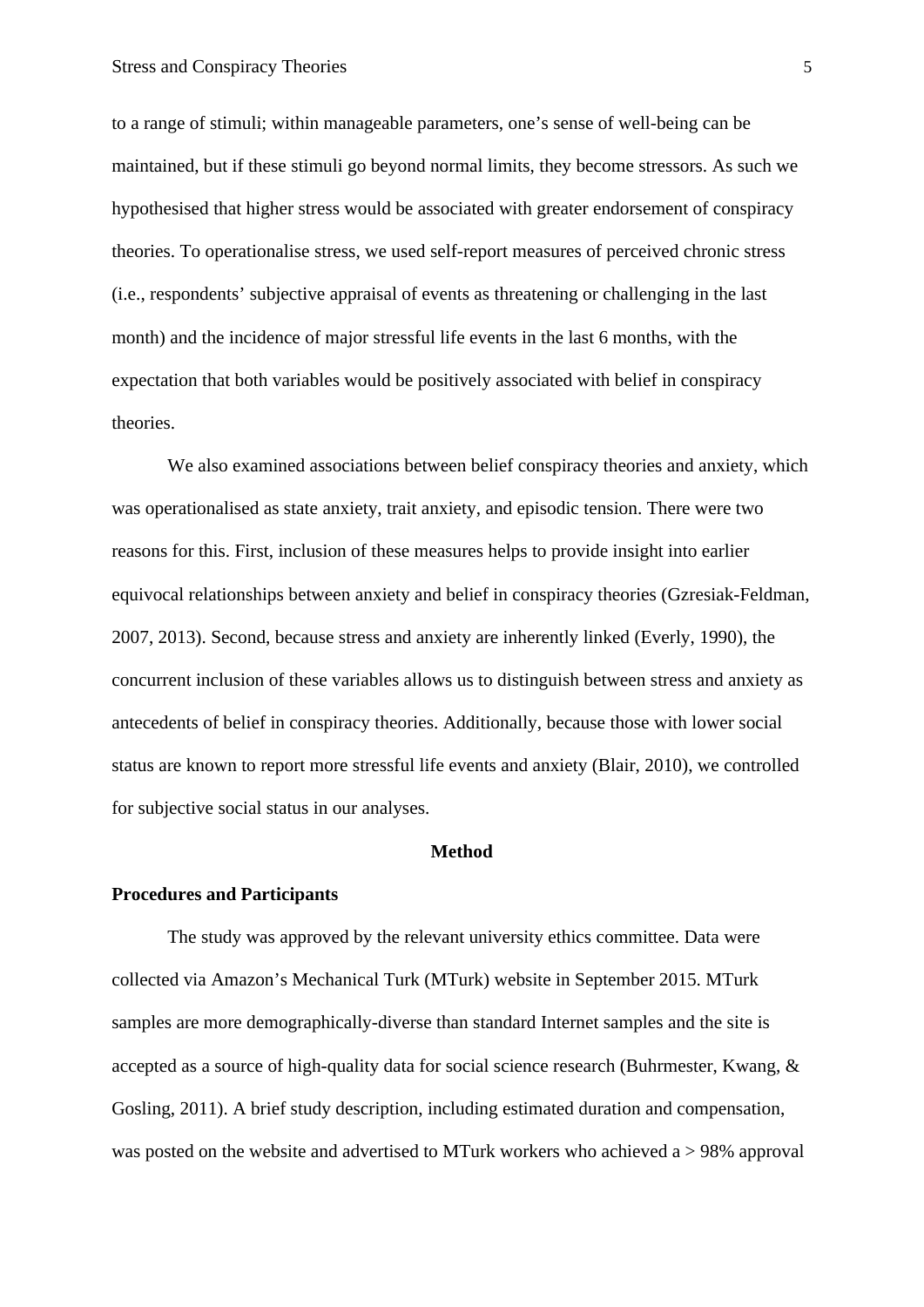to a range of stimuli; within manageable parameters, one's sense of well-being can be maintained, but if these stimuli go beyond normal limits, they become stressors. As such we hypothesised that higher stress would be associated with greater endorsement of conspiracy theories. To operationalise stress, we used self-report measures of perceived chronic stress (i.e., respondents' subjective appraisal of events as threatening or challenging in the last month) and the incidence of major stressful life events in the last 6 months, with the expectation that both variables would be positively associated with belief in conspiracy theories.

We also examined associations between belief conspiracy theories and anxiety, which was operationalised as state anxiety, trait anxiety, and episodic tension. There were two reasons for this. First, inclusion of these measures helps to provide insight into earlier equivocal relationships between anxiety and belief in conspiracy theories (Gzresiak-Feldman, 2007, 2013). Second, because stress and anxiety are inherently linked (Everly, 1990), the concurrent inclusion of these variables allows us to distinguish between stress and anxiety as antecedents of belief in conspiracy theories. Additionally, because those with lower social status are known to report more stressful life events and anxiety (Blair, 2010), we controlled for subjective social status in our analyses.

# Method

## Procedures and Participants

The study was approved by the relevant university ethics committee. Data were collected via Amazon's Mechanical Turk (MTurk) website in September 2015. MTurk samples are more demographically-diverse than standard Internet samples and the site is accepted as a source of high-quality data for social science research (Buhrmester, Kwang, & Gosling, 2011). A brief study description, including estimated duration and compensation, was posted on the website and advertised to MTurk workers who achieved a > 98% approval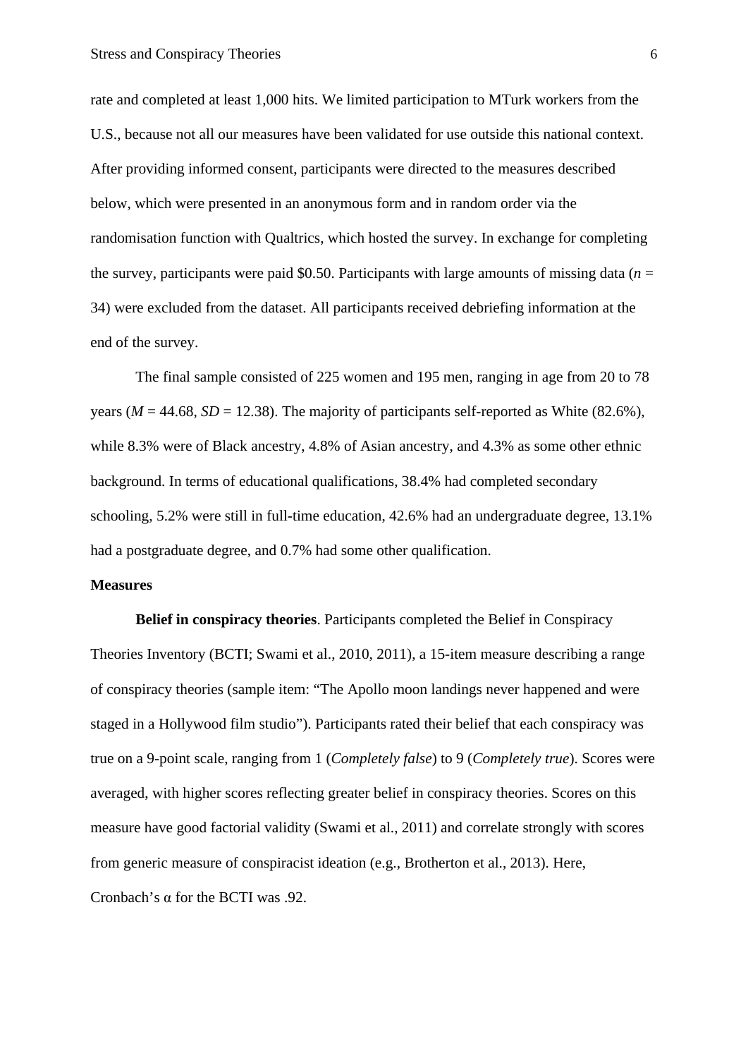rate and completed at least 1,000 hits. We limited participation to MTurk workers from the U.S., because not all our measures have been validated for use outside this national context. After providing informed consent, participants were directed to the measures described below, which were presented in an anonymous form and in random order via the randomisation function with Qualtrics, which hosted the survey. In exchange for completing the survey, participants were paid $0.50. Participants with large amounts of missing data ($n$ = 34) were excluded from the dataset. All participants received debriefing information at the end of the survey.

The final sample consisted of 225 women and 195 men, ranging in age from 20 to 78 years ($M$ = 44.68, $SD$ = 12.38). The majority of participants self-reported as White (82.6%), while 8.3% were of Black ancestry, 4.8% of Asian ancestry, and 4.3% as some other ethnic background. In terms of educational qualifications, 38.4% had completed secondary schooling, 5.2% were still in full-time education, 42.6% had an undergraduate degree, 13.1% had a postgraduate degree, and 0.7% had some other qualification.

## Measures

**Belief in conspiracy theories**. Participants completed the Belief in Conspiracy Theories Inventory (BCTI; Swami et al., 2010, 2011), a 15-item measure describing a range of conspiracy theories (sample item: "The Apollo moon landings never happened and were staged in a Hollywood film studio"). Participants rated their belief that each conspiracy was true on a 9-point scale, ranging from 1 (*Completely false*) to 9 (*Completely true*). Scores were averaged, with higher scores reflecting greater belief in conspiracy theories. Scores on this measure have good factorial validity (Swami et al., 2011) and correlate strongly with scores from generic measure of conspiracist ideation (e.g., Brotherton et al., 2013). Here, Cronbach's α for the BCTI was .92.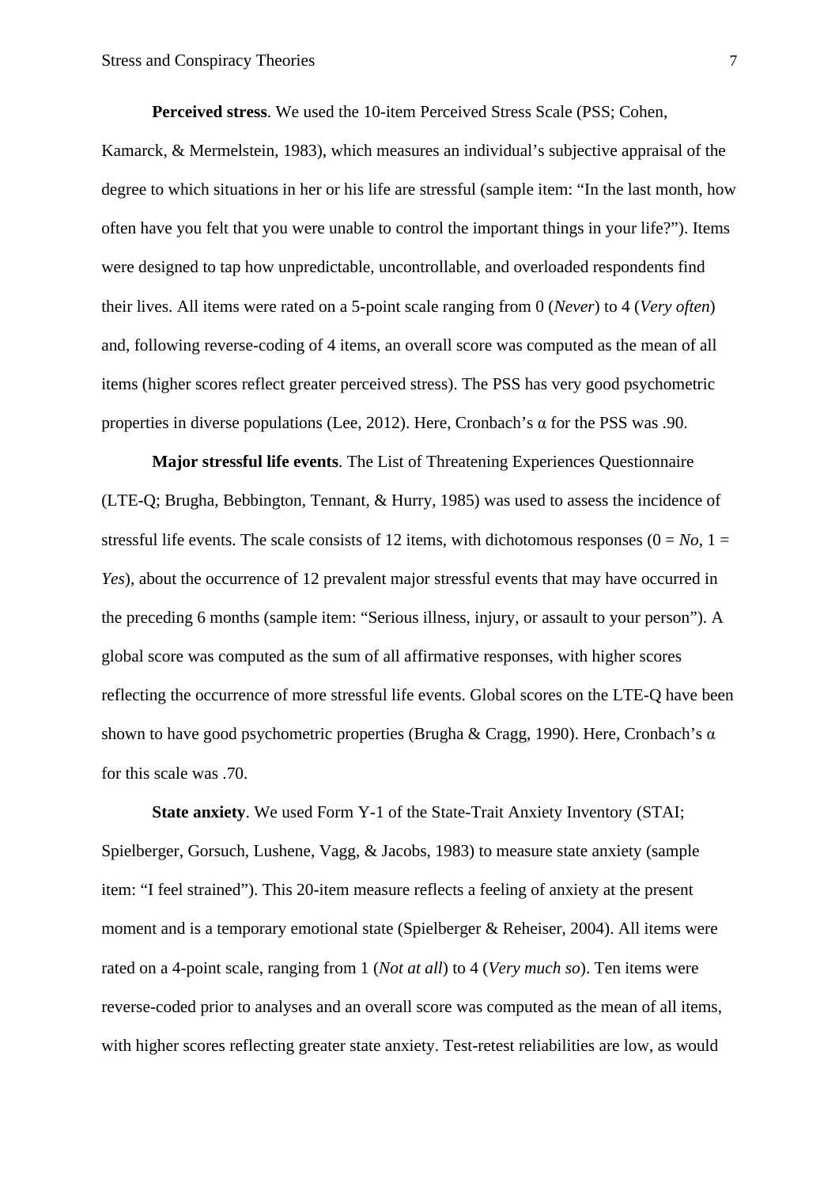**Perceived stress**. We used the 10-item Perceived Stress Scale (PSS; Cohen, Kamarck, & Mermelstein, 1983), which measures an individual's subjective appraisal of the degree to which situations in her or his life are stressful (sample item: "In the last month, how often have you felt that you were unable to control the important things in your life?"). Items were designed to tap how unpredictable, uncontrollable, and overloaded respondents find their lives. All items were rated on a 5-point scale ranging from 0 (*Never*) to 4 (*Very often*) and, following reverse-coding of 4 items, an overall score was computed as the mean of all items (higher scores reflect greater perceived stress). The PSS has very good psychometric properties in diverse populations (Lee, 2012). Here, Cronbach's α for the PSS was .90.

**Major stressful life events**. The List of Threatening Experiences Questionnaire (LTE-Q; Brugha, Bebbington, Tennant, & Hurry, 1985) was used to assess the incidence of stressful life events. The scale consists of 12 items, with dichotomous responses (0 = *No*, 1 = *Yes*), about the occurrence of 12 prevalent major stressful events that may have occurred in the preceding 6 months (sample item: "Serious illness, injury, or assault to your person"). A global score was computed as the sum of all affirmative responses, with higher scores reflecting the occurrence of more stressful life events. Global scores on the LTE-Q have been shown to have good psychometric properties (Brugha & Cragg, 1990). Here, Cronbach's α for this scale was .70.

**State anxiety**. We used Form Y-1 of the State-Trait Anxiety Inventory (STAI; Spielberger, Gorsuch, Lushene, Vagg, & Jacobs, 1983) to measure state anxiety (sample item: "I feel strained"). This 20-item measure reflects a feeling of anxiety at the present moment and is a temporary emotional state (Spielberger & Reheiser, 2004). All items were rated on a 4-point scale, ranging from 1 (*Not at all*) to 4 (*Very much so*). Ten items were reverse-coded prior to analyses and an overall score was computed as the mean of all items, with higher scores reflecting greater state anxiety. Test-retest reliabilities are low, as would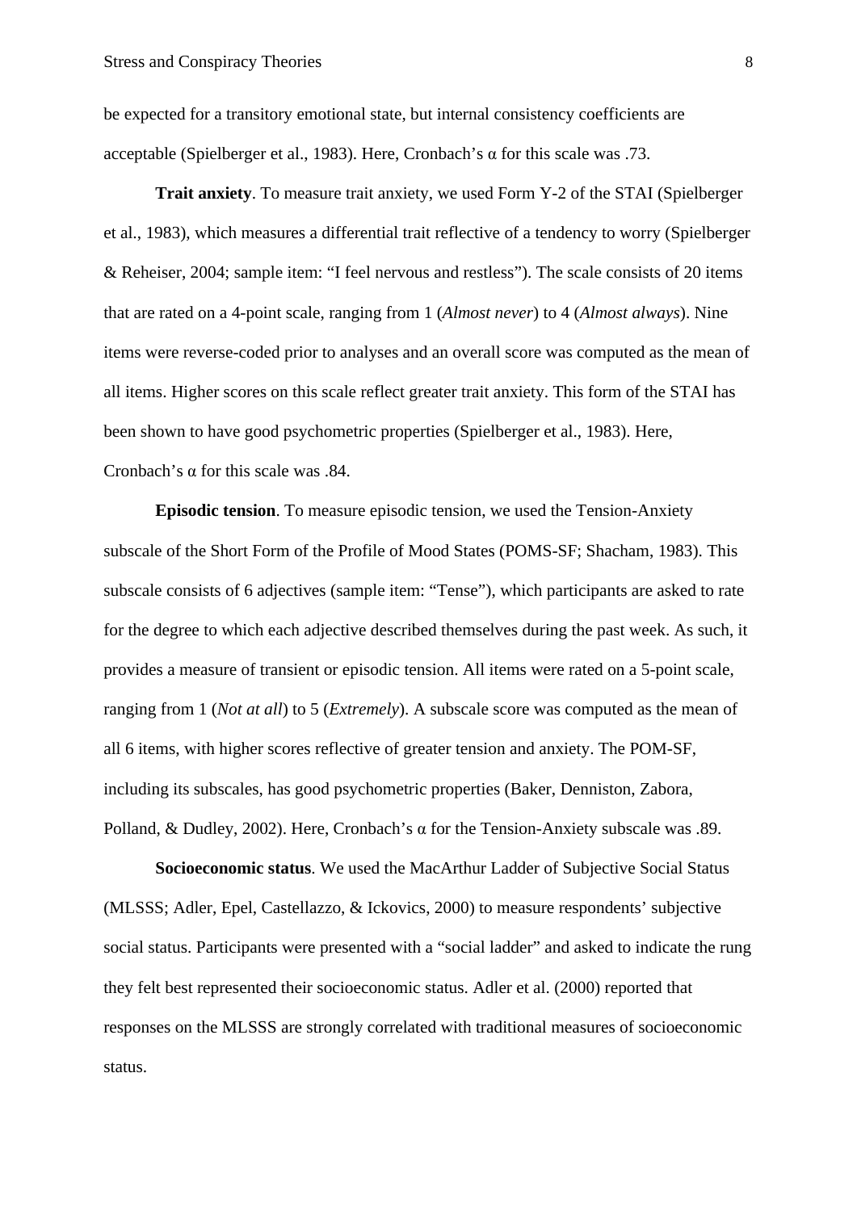be expected for a transitory emotional state, but internal consistency coefficients are acceptable (Spielberger et al., 1983). Here, Cronbach's α for this scale was .73.

**Trait anxiety**. To measure trait anxiety, we used Form Y-2 of the STAI (Spielberger et al., 1983), which measures a differential trait reflective of a tendency to worry (Spielberger & Reheiser, 2004; sample item: "I feel nervous and restless"). The scale consists of 20 items that are rated on a 4-point scale, ranging from 1 (*Almost never*) to 4 (*Almost always*). Nine items were reverse-coded prior to analyses and an overall score was computed as the mean of all items. Higher scores on this scale reflect greater trait anxiety. This form of the STAI has been shown to have good psychometric properties (Spielberger et al., 1983). Here, Cronbach's α for this scale was .84.

**Episodic tension**. To measure episodic tension, we used the Tension-Anxiety subscale of the Short Form of the Profile of Mood States (POMS-SF; Shacham, 1983). This subscale consists of 6 adjectives (sample item: "Tense"), which participants are asked to rate for the degree to which each adjective described themselves during the past week. As such, it provides a measure of transient or episodic tension. All items were rated on a 5-point scale, ranging from 1 (*Not at all*) to 5 (*Extremely*). A subscale score was computed as the mean of all 6 items, with higher scores reflective of greater tension and anxiety. The POM-SF, including its subscales, has good psychometric properties (Baker, Denniston, Zabora, Polland, & Dudley, 2002). Here, Cronbach's α for the Tension-Anxiety subscale was .89.

**Socioeconomic status**. We used the MacArthur Ladder of Subjective Social Status (MLSSS; Adler, Epel, Castellazzo, & Ickovics, 2000) to measure respondents' subjective social status. Participants were presented with a "social ladder" and asked to indicate the rung they felt best represented their socioeconomic status. Adler et al. (2000) reported that responses on the MLSSS are strongly correlated with traditional measures of socioeconomic status.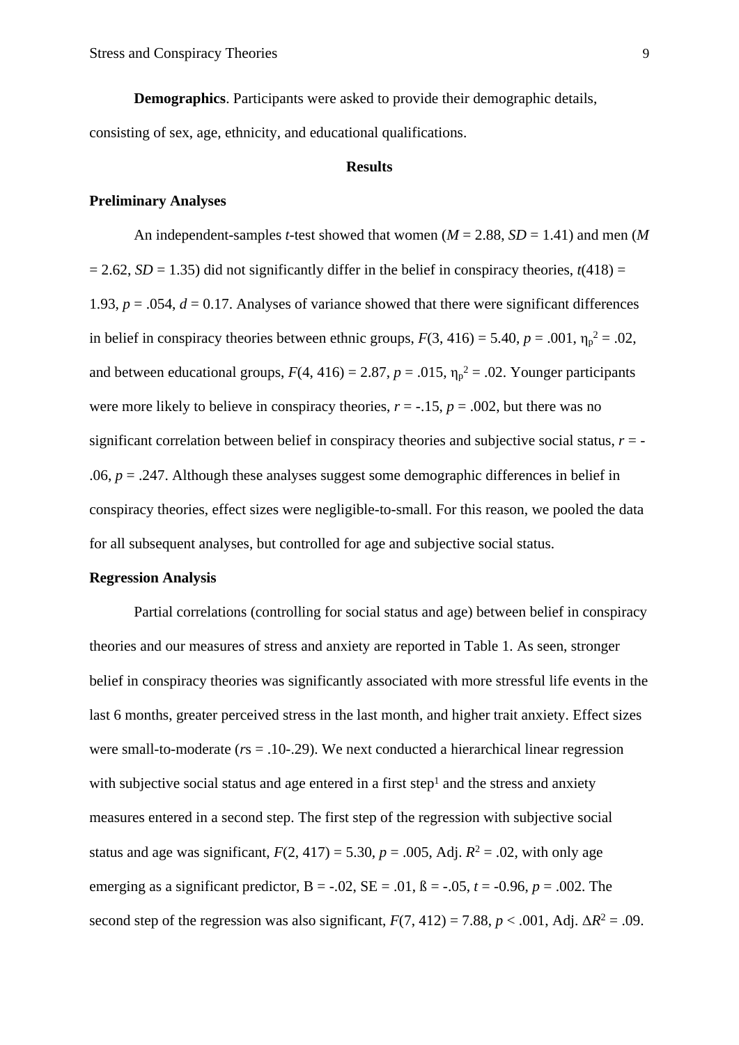**Demographics**. Participants were asked to provide their demographic details, consisting of sex, age, ethnicity, and educational qualifications.

## Results

### Preliminary Analyses

An independent-samples *t*-test showed that women (*M* = 2.88, *SD* = 1.41) and men (*M* = 2.62, *SD* = 1.35) did not significantly differ in the belief in conspiracy theories, $t(418) = 1.93$, $p = .054$, $d = 0.17$. Analyses of variance showed that there were significant differences in belief in conspiracy theories between ethnic groups, $F(3, 416) = 5.40$, $p = .001$, $\eta_p^2 = .02$, and between educational groups, $F(4, 416) = 2.87$, $p = .015$, $\eta_p^2 = .02$. Younger participants were more likely to believe in conspiracy theories, $r = -.15$, $p = .002$, but there was no significant correlation between belief in conspiracy theories and subjective social status, $r = -.06$, $p = .247$. Although these analyses suggest some demographic differences in belief in conspiracy theories, effect sizes were negligible-to-small. For this reason, we pooled the data for all subsequent analyses, but controlled for age and subjective social status.

### Regression Analysis

Partial correlations (controlling for social status and age) between belief in conspiracy theories and our measures of stress and anxiety are reported in Table 1. As seen, stronger belief in conspiracy theories was significantly associated with more stressful life events in the last 6 months, greater perceived stress in the last month, and higher trait anxiety. Effect sizes were small-to-moderate (*r*s = .10-.29). We next conducted a hierarchical linear regression with subjective social status and age entered in a first step[1] and the stress and anxiety measures entered in a second step. The first step of the regression with subjective social status and age was significant, $F(2, 417) = 5.30$, $p = .005$, Adj. $R^2 = .02$, with only age emerging as a significant predictor, B = -.02, SE = .01, ß = -.05, $t = -0.96$, $p = .002$. The second step of the regression was also significant, $F(7, 412) = 7.88$, $p < .001$, Adj. $\Delta R^2 = .09$.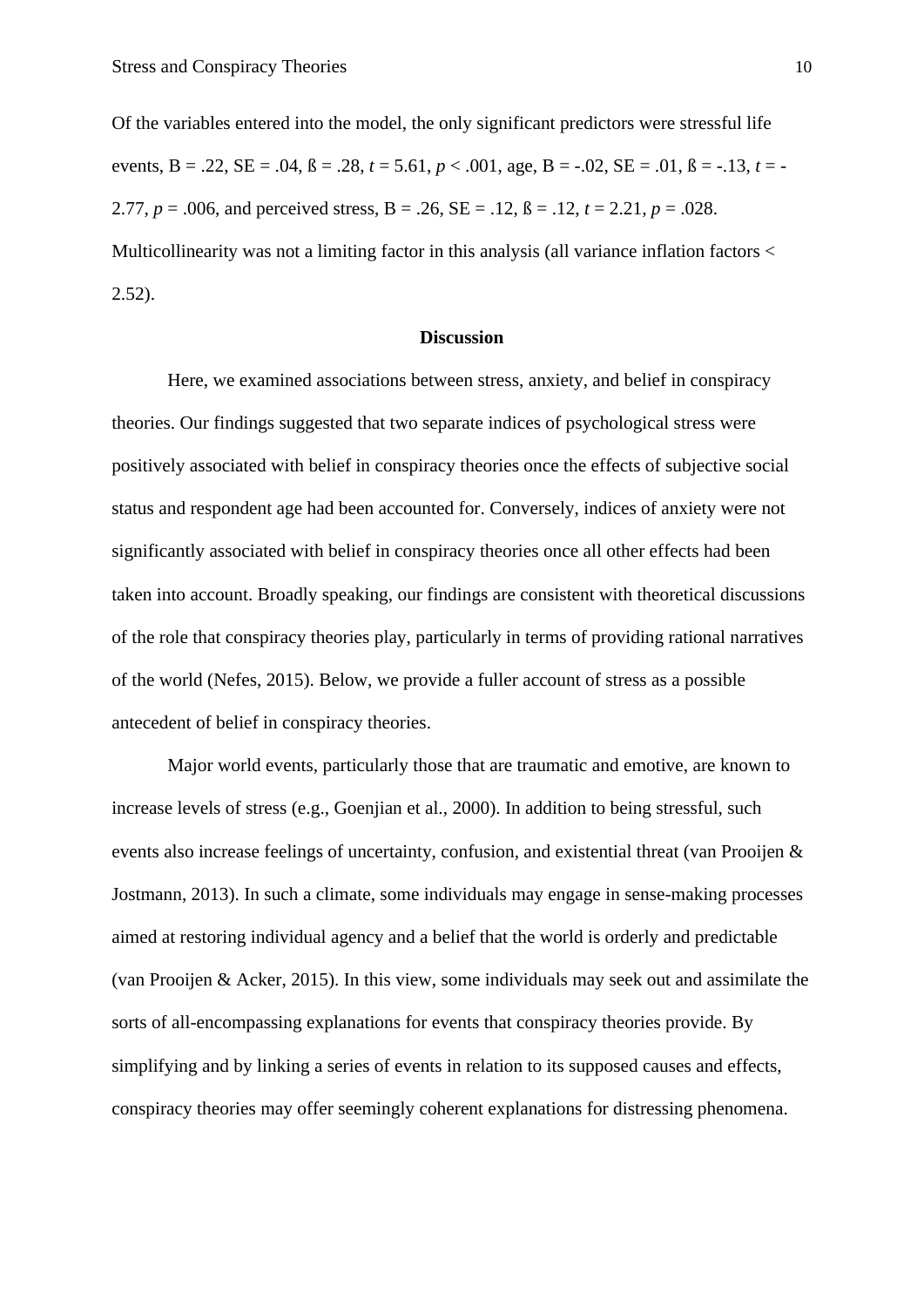Of the variables entered into the model, the only significant predictors were stressful life events, B = .22, SE = .04, ß = .28, $t$ = 5.61, $p$ < .001, age, B = -.02, SE = .01, ß = -.13, $t$ = -2.77, $p$ = .006, and perceived stress, B = .26, SE = .12, ß = .12, $t$ = 2.21, $p$ = .028. Multicollinearity was not a limiting factor in this analysis (all variance inflation factors < 2.52).

## Discussion

Here, we examined associations between stress, anxiety, and belief in conspiracy theories. Our findings suggested that two separate indices of psychological stress were positively associated with belief in conspiracy theories once the effects of subjective social status and respondent age had been accounted for. Conversely, indices of anxiety were not significantly associated with belief in conspiracy theories once all other effects had been taken into account. Broadly speaking, our findings are consistent with theoretical discussions of the role that conspiracy theories play, particularly in terms of providing rational narratives of the world (Nefes, 2015). Below, we provide a fuller account of stress as a possible antecedent of belief in conspiracy theories.

Major world events, particularly those that are traumatic and emotive, are known to increase levels of stress (e.g., Goenjian et al., 2000). In addition to being stressful, such events also increase feelings of uncertainty, confusion, and existential threat (van Prooijen & Jostmann, 2013). In such a climate, some individuals may engage in sense-making processes aimed at restoring individual agency and a belief that the world is orderly and predictable (van Prooijen & Acker, 2015). In this view, some individuals may seek out and assimilate the sorts of all-encompassing explanations for events that conspiracy theories provide. By simplifying and by linking a series of events in relation to its supposed causes and effects, conspiracy theories may offer seemingly coherent explanations for distressing phenomena.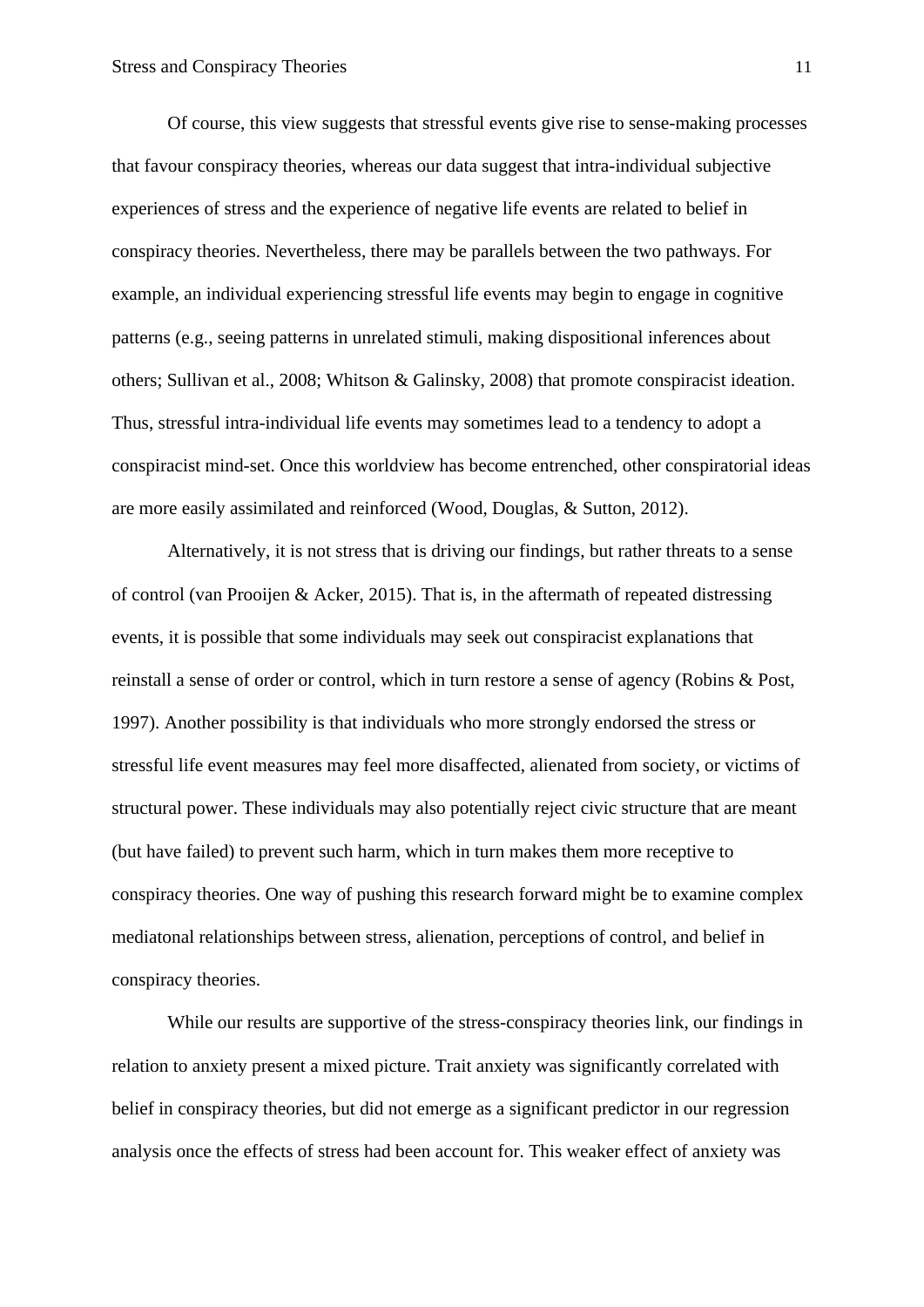Of course, this view suggests that stressful events give rise to sense-making processes that favour conspiracy theories, whereas our data suggest that intra-individual subjective experiences of stress and the experience of negative life events are related to belief in conspiracy theories. Nevertheless, there may be parallels between the two pathways. For example, an individual experiencing stressful life events may begin to engage in cognitive patterns (e.g., seeing patterns in unrelated stimuli, making dispositional inferences about others; Sullivan et al., 2008; Whitson & Galinsky, 2008) that promote conspiracist ideation. Thus, stressful intra-individual life events may sometimes lead to a tendency to adopt a conspiracist mind-set. Once this worldview has become entrenched, other conspiratorial ideas are more easily assimilated and reinforced (Wood, Douglas, & Sutton, 2012).

Alternatively, it is not stress that is driving our findings, but rather threats to a sense of control (van Prooijen & Acker, 2015). That is, in the aftermath of repeated distressing events, it is possible that some individuals may seek out conspiracist explanations that reinstall a sense of order or control, which in turn restore a sense of agency (Robins & Post, 1997). Another possibility is that individuals who more strongly endorsed the stress or stressful life event measures may feel more disaffected, alienated from society, or victims of structural power. These individuals may also potentially reject civic structure that are meant (but have failed) to prevent such harm, which in turn makes them more receptive to conspiracy theories. One way of pushing this research forward might be to examine complex mediatonal relationships between stress, alienation, perceptions of control, and belief in conspiracy theories.

While our results are supportive of the stress-conspiracy theories link, our findings in relation to anxiety present a mixed picture. Trait anxiety was significantly correlated with belief in conspiracy theories, but did not emerge as a significant predictor in our regression analysis once the effects of stress had been account for. This weaker effect of anxiety was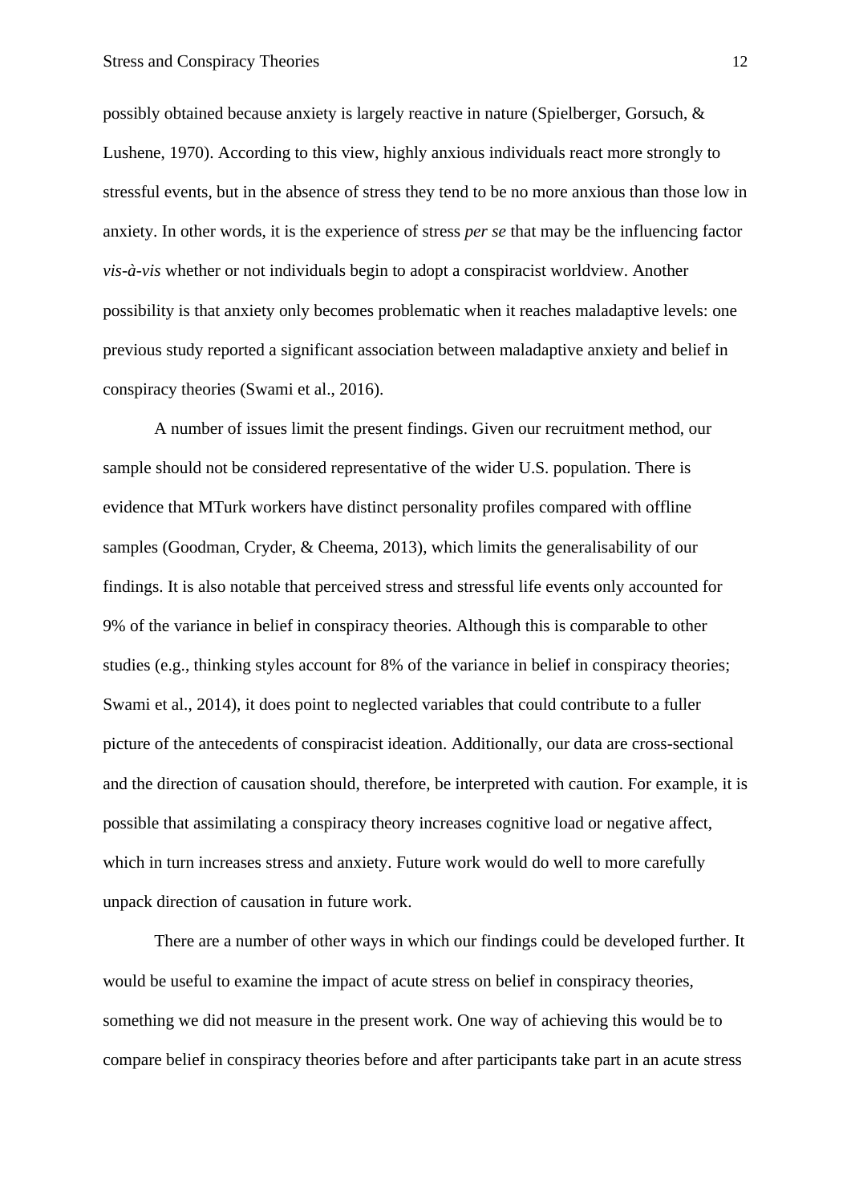possibly obtained because anxiety is largely reactive in nature (Spielberger, Gorsuch, & Lushene, 1970). According to this view, highly anxious individuals react more strongly to stressful events, but in the absence of stress they tend to be no more anxious than those low in anxiety. In other words, it is the experience of stress *per se* that may be the influencing factor *vis-à-vis* whether or not individuals begin to adopt a conspiracist worldview. Another possibility is that anxiety only becomes problematic when it reaches maladaptive levels: one previous study reported a significant association between maladaptive anxiety and belief in conspiracy theories (Swami et al., 2016).

A number of issues limit the present findings. Given our recruitment method, our sample should not be considered representative of the wider U.S. population. There is evidence that MTurk workers have distinct personality profiles compared with offline samples (Goodman, Cryder, & Cheema, 2013), which limits the generalisability of our findings. It is also notable that perceived stress and stressful life events only accounted for 9% of the variance in belief in conspiracy theories. Although this is comparable to other studies (e.g., thinking styles account for 8% of the variance in belief in conspiracy theories; Swami et al., 2014), it does point to neglected variables that could contribute to a fuller picture of the antecedents of conspiracist ideation. Additionally, our data are cross-sectional and the direction of causation should, therefore, be interpreted with caution. For example, it is possible that assimilating a conspiracy theory increases cognitive load or negative affect, which in turn increases stress and anxiety. Future work would do well to more carefully unpack direction of causation in future work.

There are a number of other ways in which our findings could be developed further. It would be useful to examine the impact of acute stress on belief in conspiracy theories, something we did not measure in the present work. One way of achieving this would be to compare belief in conspiracy theories before and after participants take part in an acute stress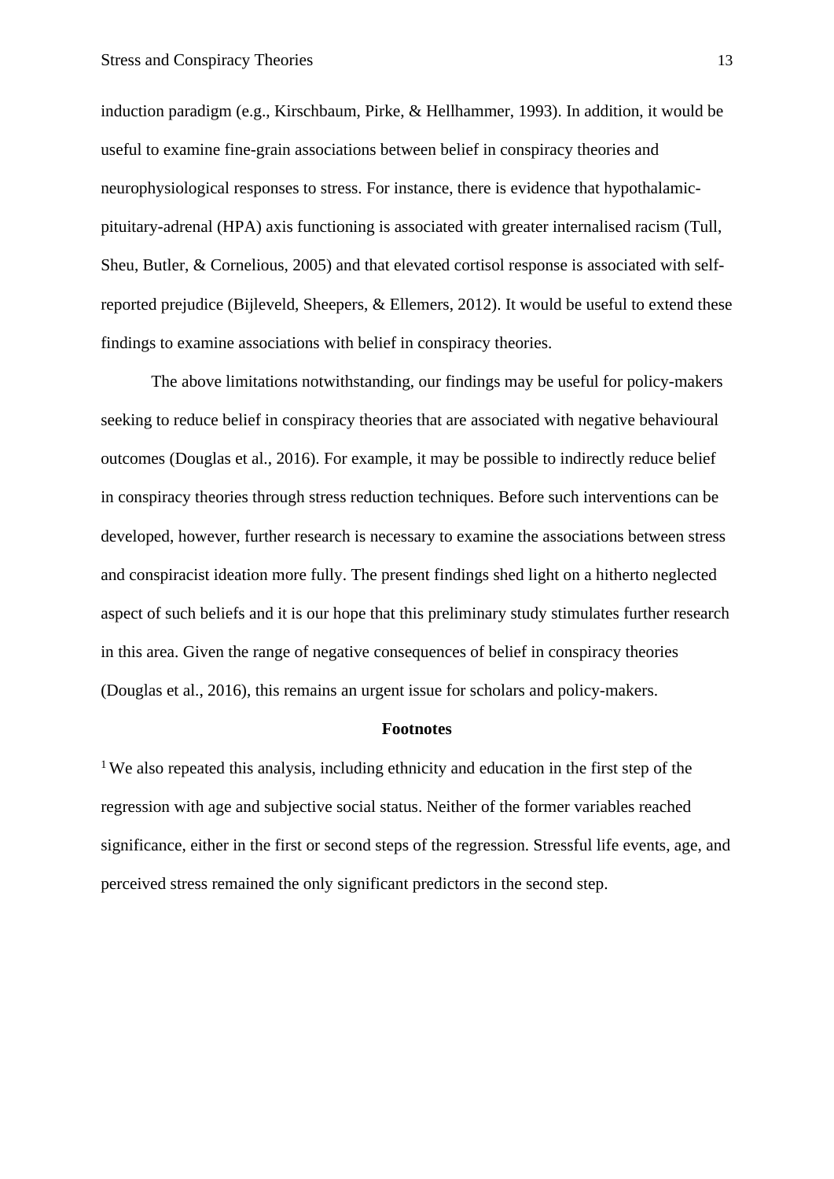induction paradigm (e.g., Kirschbaum, Pirke, & Hellhammer, 1993). In addition, it would be useful to examine fine-grain associations between belief in conspiracy theories and neurophysiological responses to stress. For instance, there is evidence that hypothalamic-pituitary-adrenal (HPA) axis functioning is associated with greater internalised racism (Tull, Sheu, Butler, & Cornelious, 2005) and that elevated cortisol response is associated with self-reported prejudice (Bijleveld, Sheepers, & Ellemers, 2012). It would be useful to extend these findings to examine associations with belief in conspiracy theories.

The above limitations notwithstanding, our findings may be useful for policy-makers seeking to reduce belief in conspiracy theories that are associated with negative behavioural outcomes (Douglas et al., 2016). For example, it may be possible to indirectly reduce belief in conspiracy theories through stress reduction techniques. Before such interventions can be developed, however, further research is necessary to examine the associations between stress and conspiracist ideation more fully. The present findings shed light on a hitherto neglected aspect of such beliefs and it is our hope that this preliminary study stimulates further research in this area. Given the range of negative consequences of belief in conspiracy theories (Douglas et al., 2016), this remains an urgent issue for scholars and policy-makers.

**Footnotes**

[1] We also repeated this analysis, including ethnicity and education in the first step of the regression with age and subjective social status. Neither of the former variables reached significance, either in the first or second steps of the regression. Stressful life events, age, and perceived stress remained the only significant predictors in the second step.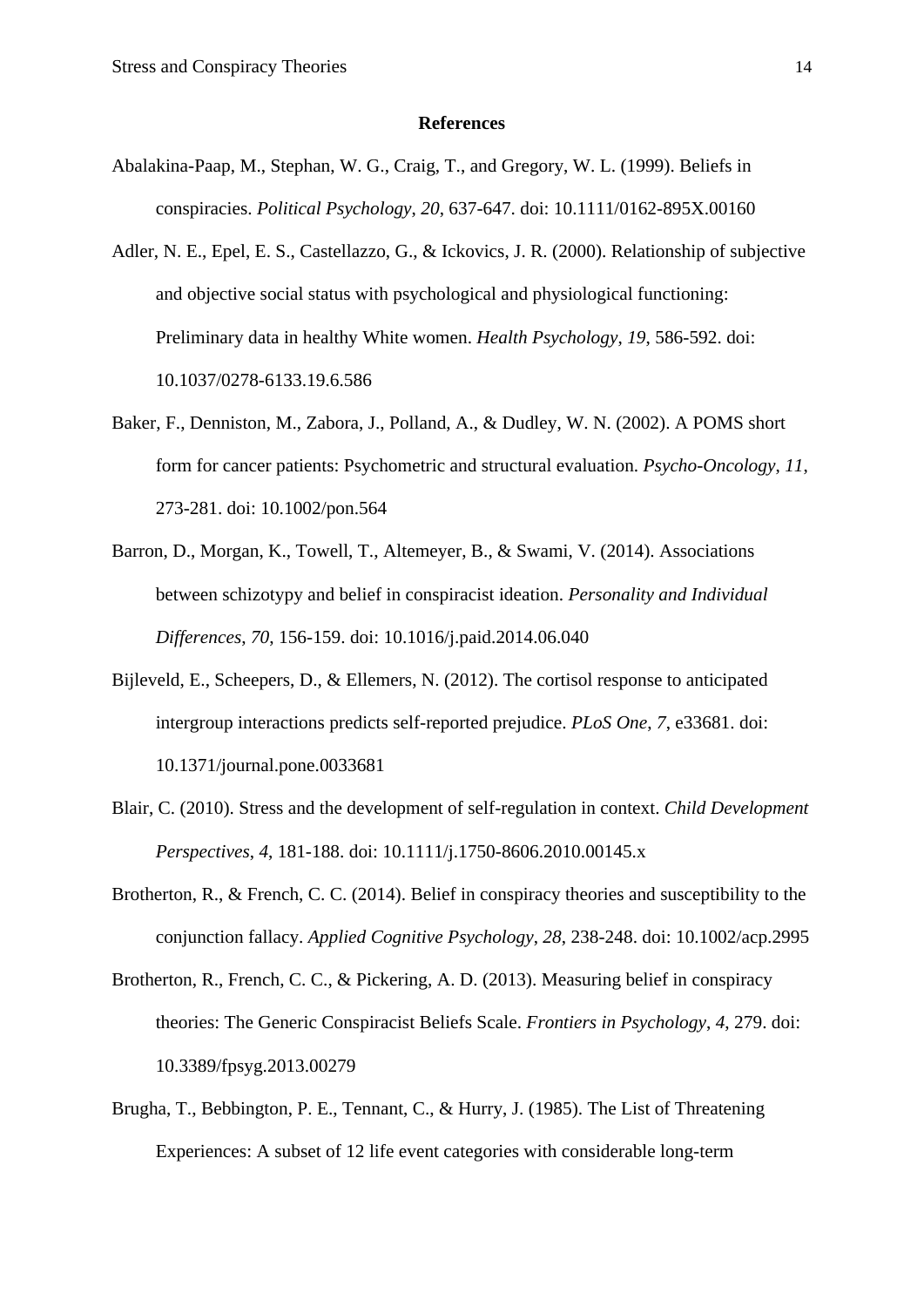## References

Abalakina-Paap, M., Stephan, W. G., Craig, T., and Gregory, W. L. (1999). Beliefs in conspiracies. *Political Psychology*, *20*, 637-647. doi: 10.1111/0162-895X.00160

Adler, N. E., Epel, E. S., Castellazzo, G., & Ickovics, J. R. (2000). Relationship of subjective and objective social status with psychological and physiological functioning: Preliminary data in healthy White women. *Health Psychology*, *19*, 586-592. doi: 10.1037/0278-6133.19.6.586

Baker, F., Denniston, M., Zabora, J., Polland, A., & Dudley, W. N. (2002). A POMS short form for cancer patients: Psychometric and structural evaluation. *Psycho-Oncology*, *11*, 273-281. doi: 10.1002/pon.564

Barron, D., Morgan, K., Towell, T., Altemeyer, B., & Swami, V. (2014). Associations between schizotypy and belief in conspiracist ideation. *Personality and Individual Differences*, *70*, 156-159. doi: 10.1016/j.paid.2014.06.040

Bijleveld, E., Scheepers, D., & Ellemers, N. (2012). The cortisol response to anticipated intergroup interactions predicts self-reported prejudice. *PLoS One*, *7*, e33681. doi: 10.1371/journal.pone.0033681

Blair, C. (2010). Stress and the development of self-regulation in context. *Child Development Perspectives*, *4*, 181-188. doi: 10.1111/j.1750-8606.2010.00145.x

Brotherton, R., & French, C. C. (2014). Belief in conspiracy theories and susceptibility to the conjunction fallacy. *Applied Cognitive Psychology*, *28*, 238-248. doi: 10.1002/acp.2995

Brotherton, R., French, C. C., & Pickering, A. D. (2013). Measuring belief in conspiracy theories: The Generic Conspiracist Beliefs Scale. *Frontiers in Psychology*, *4*, 279. doi: 10.3389/fpsyg.2013.00279

Brugha, T., Bebbington, P. E., Tennant, C., & Hurry, J. (1985). The List of Threatening Experiences: A subset of 12 life event categories with considerable long-term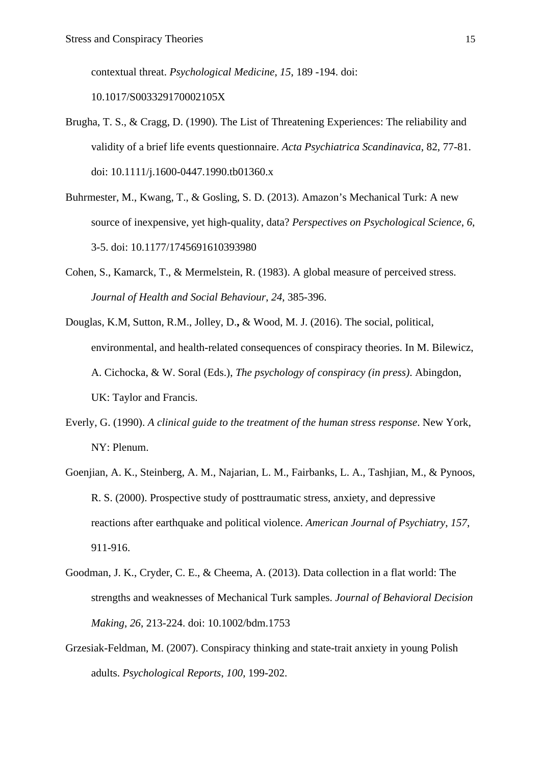contextual threat. *Psychological Medicine*, *15*, 189 -194. doi: 10.1017/S003329170002105X

Brugha, T. S., & Cragg, D. (1990). The List of Threatening Experiences: The reliability and validity of a brief life events questionnaire. *Acta Psychiatrica Scandinavica*, 82, 77-81. doi: 10.1111/j.1600-0447.1990.tb01360.x

Buhrmester, M., Kwang, T., & Gosling, S. D. (2013). Amazon's Mechanical Turk: A new source of inexpensive, yet high-quality, data? *Perspectives on Psychological Science*, *6*, 3-5. doi: 10.1177/1745691610393980

Cohen, S., Kamarck, T., & Mermelstein, R. (1983). A global measure of perceived stress. *Journal of Health and Social Behaviour*, *24*, 385-396.

Douglas, K.M, Sutton, R.M., Jolley, D.**,** & Wood, M. J. (2016). The social, political, environmental, and health-related consequences of conspiracy theories. In M. Bilewicz, A. Cichocka, & W. Soral (Eds.), *The psychology of conspiracy (in press)*. Abingdon, UK: Taylor and Francis.

Everly, G. (1990). *A clinical guide to the treatment of the human stress response*. New York, NY: Plenum.

Goenjian, A. K., Steinberg, A. M., Najarian, L. M., Fairbanks, L. A., Tashjian, M., & Pynoos, R. S. (2000). Prospective study of posttraumatic stress, anxiety, and depressive reactions after earthquake and political violence. *American Journal of Psychiatry*, *157*, 911-916.

Goodman, J. K., Cryder, C. E., & Cheema, A. (2013). Data collection in a flat world: The strengths and weaknesses of Mechanical Turk samples. *Journal of Behavioral Decision Making*, *26*, 213-224. doi: 10.1002/bdm.1753

Grzesiak-Feldman, M. (2007). Conspiracy thinking and state-trait anxiety in young Polish adults. *Psychological Reports*, *100*, 199-202.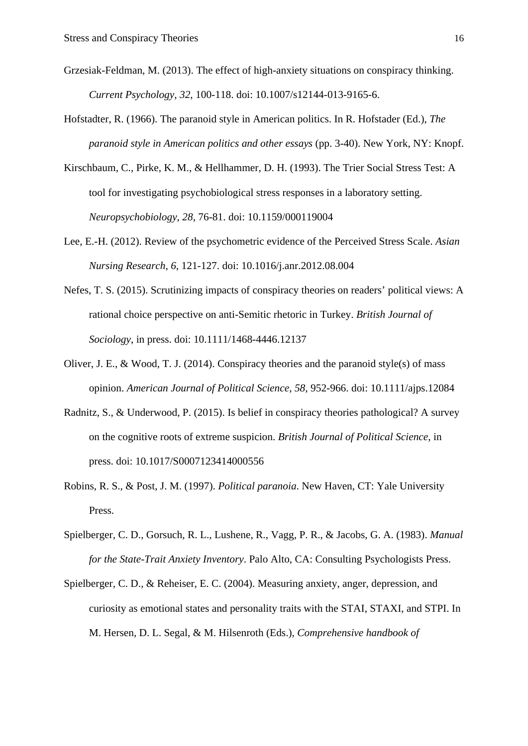Grzesiak-Feldman, M. (2013). The effect of high-anxiety situations on conspiracy thinking. *Current Psychology, 32*, 100-118. doi: 10.1007/s12144-013-9165-6.

Hofstadter, R. (1966). The paranoid style in American politics. In R. Hofstader (Ed.), *The paranoid style in American politics and other essays* (pp. 3-40). New York, NY: Knopf.

Kirschbaum, C., Pirke, K. M., & Hellhammer, D. H. (1993). The Trier Social Stress Test: A tool for investigating psychobiological stress responses in a laboratory setting. *Neuropsychobiology*, *28*, 76-81. doi: 10.1159/000119004

Lee, E.-H. (2012). Review of the psychometric evidence of the Perceived Stress Scale. *Asian Nursing Research*, *6*, 121-127. doi: 10.1016/j.anr.2012.08.004

Nefes, T. S. (2015). Scrutinizing impacts of conspiracy theories on readers' political views: A rational choice perspective on anti-Semitic rhetoric in Turkey. *British Journal of Sociology*, in press. doi: 10.1111/1468-4446.12137

Oliver, J. E., & Wood, T. J. (2014). Conspiracy theories and the paranoid style(s) of mass opinion. *American Journal of Political Science, 58*, 952-966. doi: 10.1111/ajps.12084

Radnitz, S., & Underwood, P. (2015). Is belief in conspiracy theories pathological? A survey on the cognitive roots of extreme suspicion. *British Journal of Political Science*, in press. doi: 10.1017/S0007123414000556

Robins, R. S., & Post, J. M. (1997). *Political paranoia*. New Haven, CT: Yale University Press.

Spielberger, C. D., Gorsuch, R. L., Lushene, R., Vagg, P. R., & Jacobs, G. A. (1983). *Manual for the State-Trait Anxiety Inventory*. Palo Alto, CA: Consulting Psychologists Press.

Spielberger, C. D., & Reheiser, E. C. (2004). Measuring anxiety, anger, depression, and curiosity as emotional states and personality traits with the STAI, STAXI, and STPI. In M. Hersen, D. L. Segal, & M. Hilsenroth (Eds.), *Comprehensive handbook of*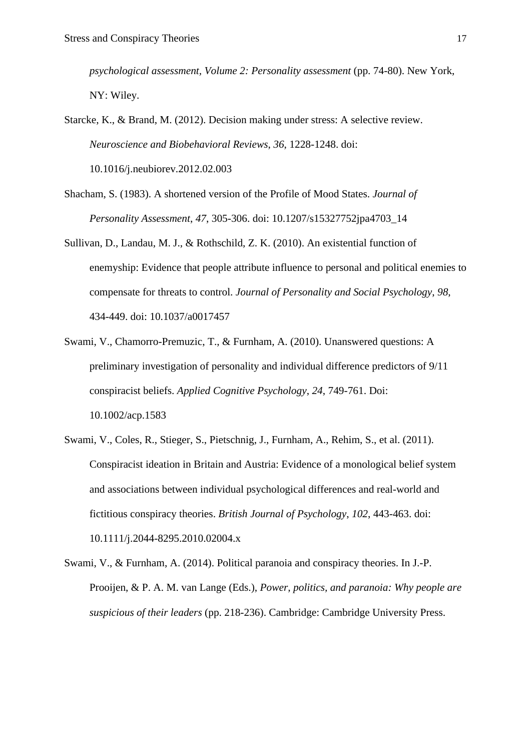*psychological assessment, Volume 2: Personality assessment* (pp. 74-80). New York, NY: Wiley.

Starcke, K., & Brand, M. (2012). Decision making under stress: A selective review. *Neuroscience and Biobehavioral Reviews*, *36*, 1228-1248. doi: 10.1016/j.neubiorev.2012.02.003

Shacham, S. (1983). A shortened version of the Profile of Mood States. *Journal of Personality Assessment*, *47*, 305-306. doi: 10.1207/s15327752jpa4703_14

Sullivan, D., Landau, M. J., & Rothschild, Z. K. (2010). An existential function of enemyship: Evidence that people attribute influence to personal and political enemies to compensate for threats to control. *Journal of Personality and Social Psychology*, *98*, 434-449. doi: 10.1037/a0017457

Swami, V., Chamorro-Premuzic, T., & Furnham, A. (2010). Unanswered questions: A preliminary investigation of personality and individual difference predictors of 9/11 conspiracist beliefs. *Applied Cognitive Psychology*, *24*, 749-761. Doi: 10.1002/acp.1583

Swami, V., Coles, R., Stieger, S., Pietschnig, J., Furnham, A., Rehim, S., et al. (2011). Conspiracist ideation in Britain and Austria: Evidence of a monological belief system and associations between individual psychological differences and real-world and fictitious conspiracy theories. *British Journal of Psychology*, *102*, 443-463. doi: 10.1111/j.2044-8295.2010.02004.x

Swami, V., & Furnham, A. (2014). Political paranoia and conspiracy theories. In J.-P. Prooijen, & P. A. M. van Lange (Eds.), *Power, politics, and paranoia: Why people are suspicious of their leaders* (pp. 218-236). Cambridge: Cambridge University Press.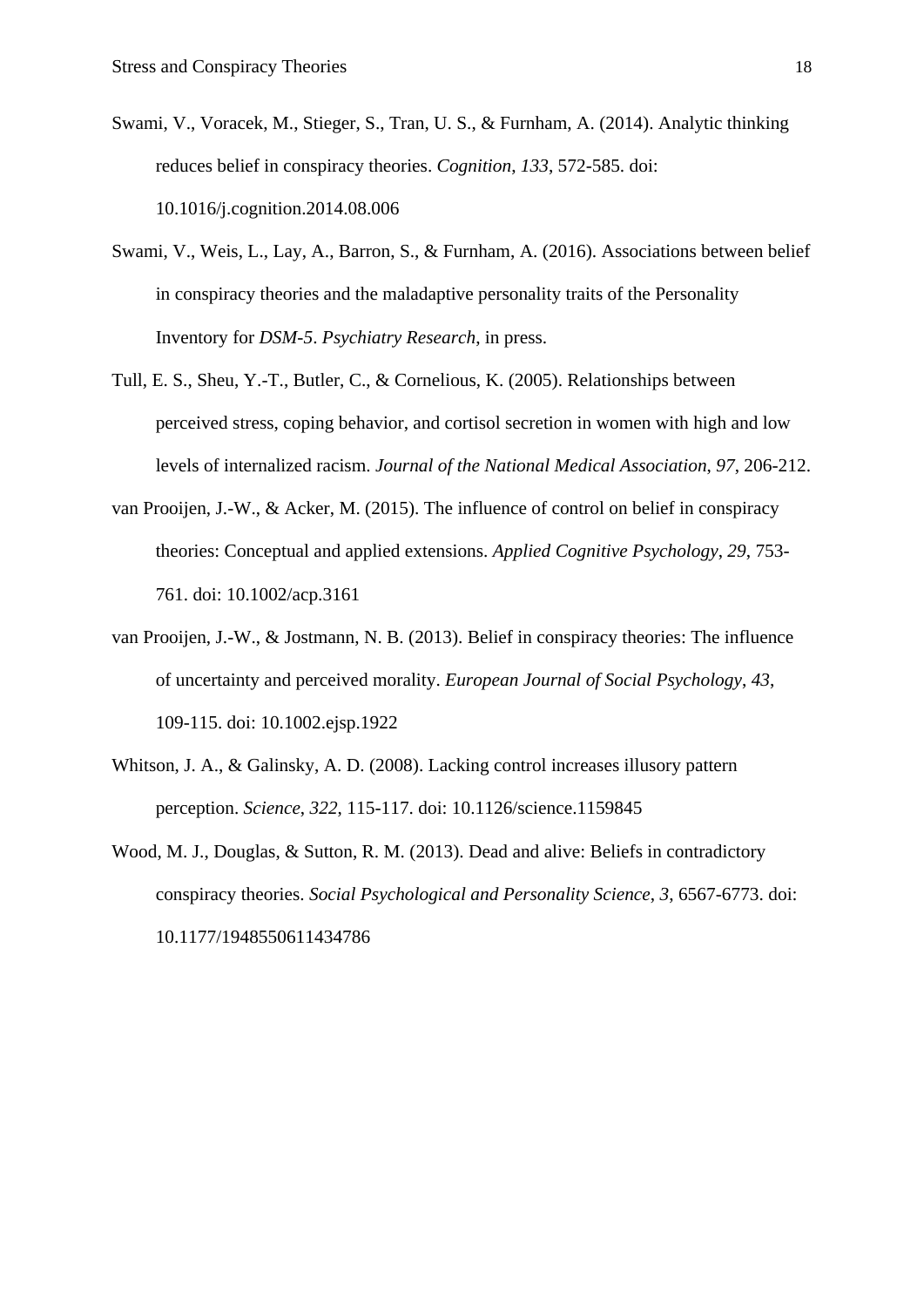Swami, V., Voracek, M., Stieger, S., Tran, U. S., & Furnham, A. (2014). Analytic thinking reduces belief in conspiracy theories. *Cognition*, *133*, 572-585. doi: 10.1016/j.cognition.2014.08.006

Swami, V., Weis, L., Lay, A., Barron, S., & Furnham, A. (2016). Associations between belief in conspiracy theories and the maladaptive personality traits of the Personality Inventory for *DSM-5*. *Psychiatry Research*, in press.

Tull, E. S., Sheu, Y.-T., Butler, C., & Cornelious, K. (2005). Relationships between perceived stress, coping behavior, and cortisol secretion in women with high and low levels of internalized racism. *Journal of the National Medical Association*, *97*, 206-212.

van Prooijen, J.-W., & Acker, M. (2015). The influence of control on belief in conspiracy theories: Conceptual and applied extensions. *Applied Cognitive Psychology*, *29*, 753-761. doi: 10.1002/acp.3161

van Prooijen, J.-W., & Jostmann, N. B. (2013). Belief in conspiracy theories: The influence of uncertainty and perceived morality. *European Journal of Social Psychology*, *43*, 109-115. doi: 10.1002.ejsp.1922

Whitson, J. A., & Galinsky, A. D. (2008). Lacking control increases illusory pattern perception. *Science*, *322*, 115-117. doi: 10.1126/science.1159845

Wood, M. J., Douglas, & Sutton, R. M. (2013). Dead and alive: Beliefs in contradictory conspiracy theories. *Social Psychological and Personality Science*, *3*, 6567-6773. doi: 10.1177/1948550611434786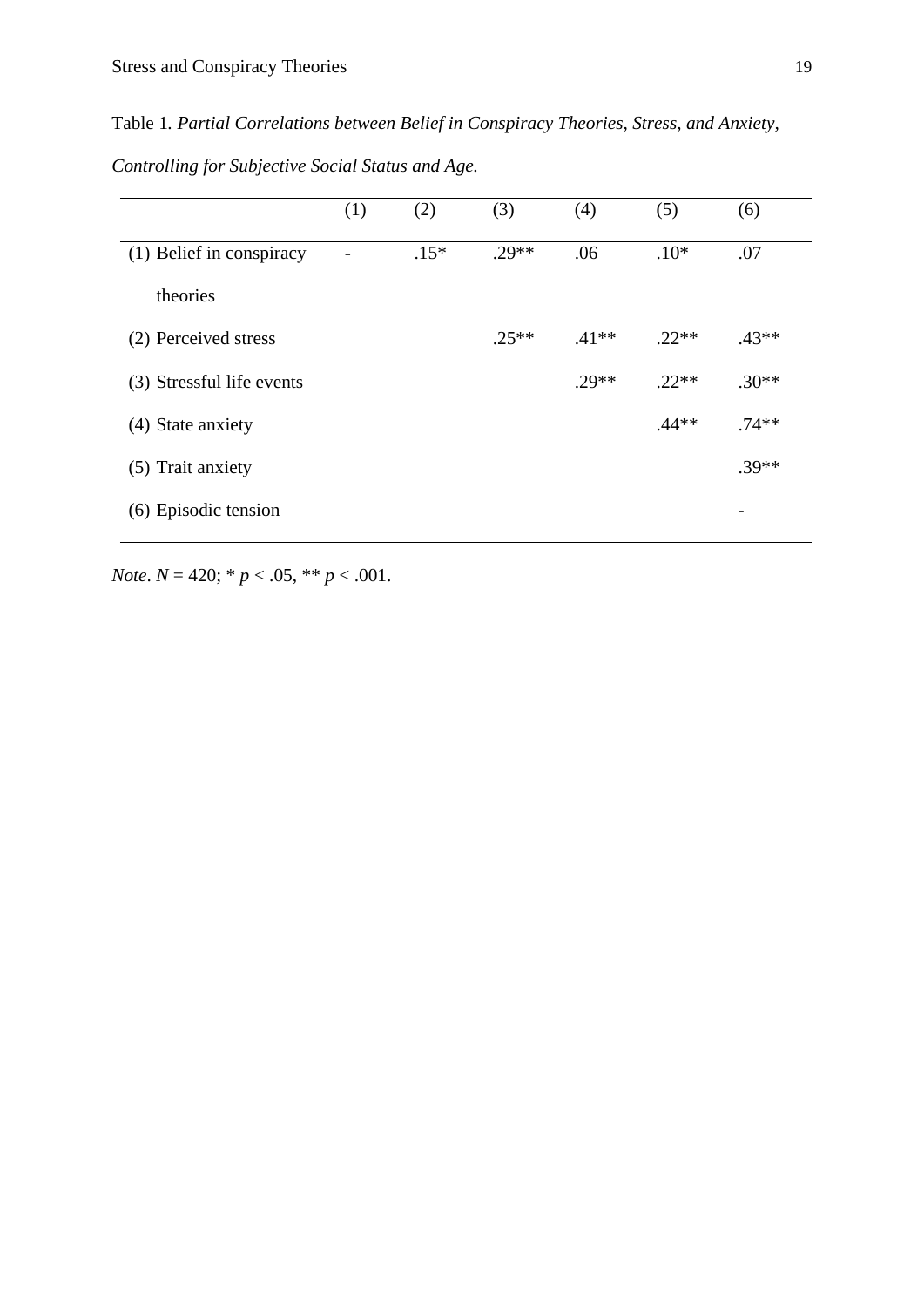Table 1. *Partial Correlations between Belief in Conspiracy Theories, Stress, and Anxiety, Controlling for Subjective Social Status and Age.*

| | (1) | (2) | (3) | (4) | (5) | (6) |
|---|---|---|---|---|---|---|
| (1) Belief in conspiracy theories | - | .15* | .29** | .06 | .10* | .07 |
| (2) Perceived stress | | | .25** | .41** | .22** | .43** |
| (3) Stressful life events | | | | .29** | .22** | .30** |
| (4) State anxiety | | | | | .44** | .74** |
| (5) Trait anxiety | | | | | | .39** |
| (6) Episodic tension | | | | | | - |

*Note*. $N = 420$; * $p < .05$, ** $p < .001$.